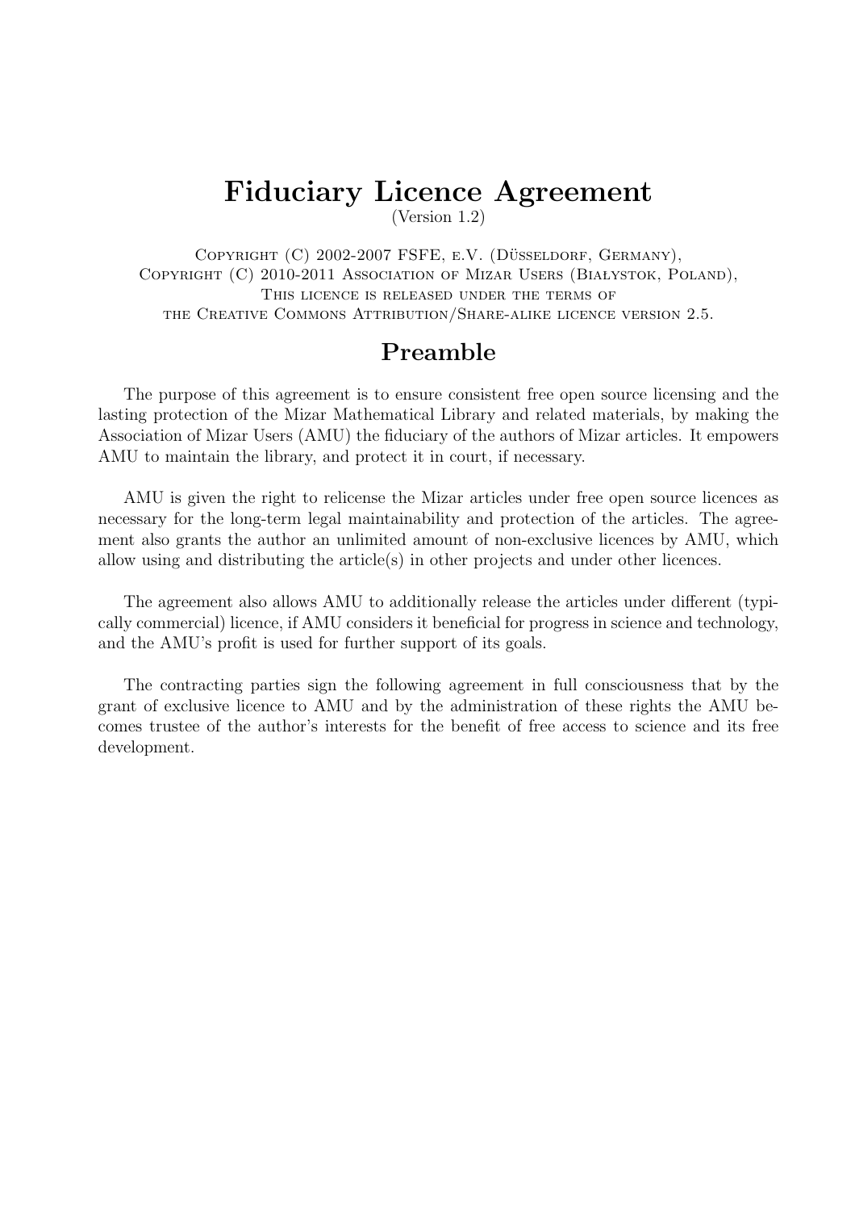# Fiduciary Licence Agreement

(Version 1.2)

Copyright (C) 2002-2007 FSFE, e.V. (Düsseldorf, Germany),
Copyright (C) 2010-2011 Association of Mizar Users (Białystok, Poland),
This licence is released under the terms of
the Creative Commons Attribution/Share-alike licence version 2.5.

## Preamble

The purpose of this agreement is to ensure consistent free open source licensing and the lasting protection of the Mizar Mathematical Library and related materials, by making the Association of Mizar Users (AMU) the fiduciary of the authors of Mizar articles. It empowers AMU to maintain the library, and protect it in court, if necessary.

AMU is given the right to relicense the Mizar articles under free open source licences as necessary for the long-term legal maintainability and protection of the articles. The agreement also grants the author an unlimited amount of non-exclusive licences by AMU, which allow using and distributing the article(s) in other projects and under other licences.

The agreement also allows AMU to additionally release the articles under different (typically commercial) licence, if AMU considers it beneficial for progress in science and technology, and the AMU's profit is used for further support of its goals.

The contracting parties sign the following agreement in full consciousness that by the grant of exclusive licence to AMU and by the administration of these rights the AMU becomes trustee of the author's interests for the benefit of free access to science and its free development.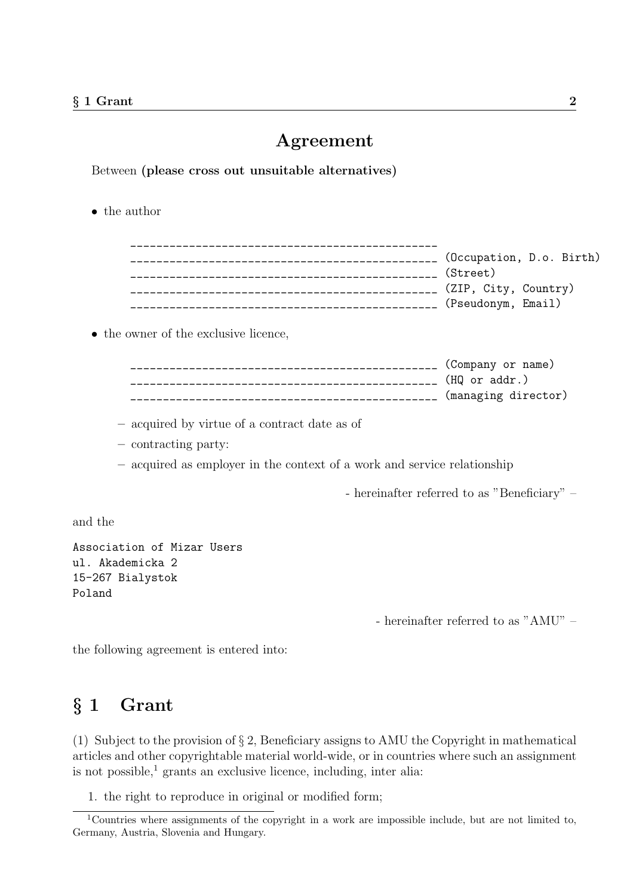# Agreement

Between **(please cross out unsuitable alternatives)**

- the author

```
_______________________________________________
_______________________________________________ (Occupation, D.o. Birth)
_______________________________________________ (Street)
_______________________________________________ (ZIP, City, Country)
_______________________________________________ (Pseudonym, Email)
```

- the owner of the exclusive licence,

```
_______________________________________________ (Company or name)
_______________________________________________ (HQ or addr.)
_______________________________________________ (managing director)
```

  - acquired by virtue of a contract date as of
  - contracting party:
  - acquired as employer in the context of a work and service relationship

- hereinafter referred to as "Beneficiary" –

and the

```
Association of Mizar Users
ul. Akademicka 2
15-267 Bialystok
Poland
```

- hereinafter referred to as "AMU" –

the following agreement is entered into:

## § 1 Grant

(1) Subject to the provision of § 2, Beneficiary assigns to AMU the Copyright in mathematical articles and other copyrightable material world-wide, or in countries where such an assignment is not possible,[1] grants an exclusive licence, including, inter alia:

1. the right to reproduce in original or modified form;

[1] Countries where assignments of the copyright in a work are impossible include, but are not limited to, Germany, Austria, Slovenia and Hungary.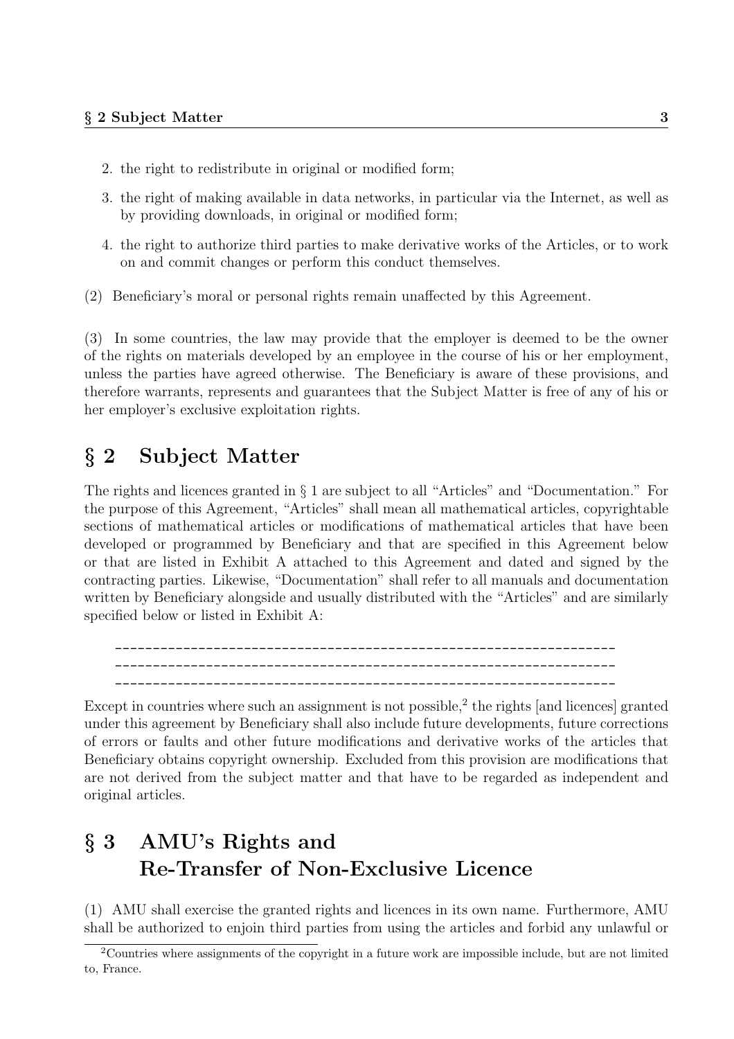2. the right to redistribute in original or modified form;
3. the right of making available in data networks, in particular via the Internet, as well as by providing downloads, in original or modified form;
4. the right to authorize third parties to make derivative works of the Articles, or to work on and commit changes or perform this conduct themselves.

(2) Beneficiary's moral or personal rights remain unaffected by this Agreement.

(3) In some countries, the law may provide that the employer is deemed to be the owner of the rights on materials developed by an employee in the course of his or her employment, unless the parties have agreed otherwise. The Beneficiary is aware of these provisions, and therefore warrants, represents and guarantees that the Subject Matter is free of any of his or her employer's exclusive exploitation rights.

## § 2 Subject Matter

The rights and licences granted in § 1 are subject to all "Articles" and "Documentation." For the purpose of this Agreement, "Articles" shall mean all mathematical articles, copyrightable sections of mathematical articles or modifications of mathematical articles that have been developed or programmed by Beneficiary and that are specified in this Agreement below or that are listed in Exhibit A attached to this Agreement and dated and signed by the contracting parties. Likewise, "Documentation" shall refer to all manuals and documentation written by Beneficiary alongside and usually distributed with the "Articles" and are similarly specified below or listed in Exhibit A:

\_\_\_\_\_\_\_\_\_\_\_\_\_\_\_\_\_\_\_\_\_\_\_\_\_\_\_\_\_\_\_\_\_\_\_\_\_\_\_\_\_\_\_\_\_\_\_\_\_\_\_\_\_\_\_\_\_\_\_\_\_\_

\_\_\_\_\_\_\_\_\_\_\_\_\_\_\_\_\_\_\_\_\_\_\_\_\_\_\_\_\_\_\_\_\_\_\_\_\_\_\_\_\_\_\_\_\_\_\_\_\_\_\_\_\_\_\_\_\_\_\_\_\_\_

\_\_\_\_\_\_\_\_\_\_\_\_\_\_\_\_\_\_\_\_\_\_\_\_\_\_\_\_\_\_\_\_\_\_\_\_\_\_\_\_\_\_\_\_\_\_\_\_\_\_\_\_\_\_\_\_\_\_\_\_\_\_

Except in countries where such an assignment is not possible,[2] the rights [and licences] granted under this agreement by Beneficiary shall also include future developments, future corrections of errors or faults and other future modifications and derivative works of the articles that Beneficiary obtains copyright ownership. Excluded from this provision are modifications that are not derived from the subject matter and that have to be regarded as independent and original articles.

## § 3 AMU's Rights and Re-Transfer of Non-Exclusive Licence

(1) AMU shall exercise the granted rights and licences in its own name. Furthermore, AMU shall be authorized to enjoin third parties from using the articles and forbid any unlawful or

[2] Countries where assignments of the copyright in a future work are impossible include, but are not limited to, France.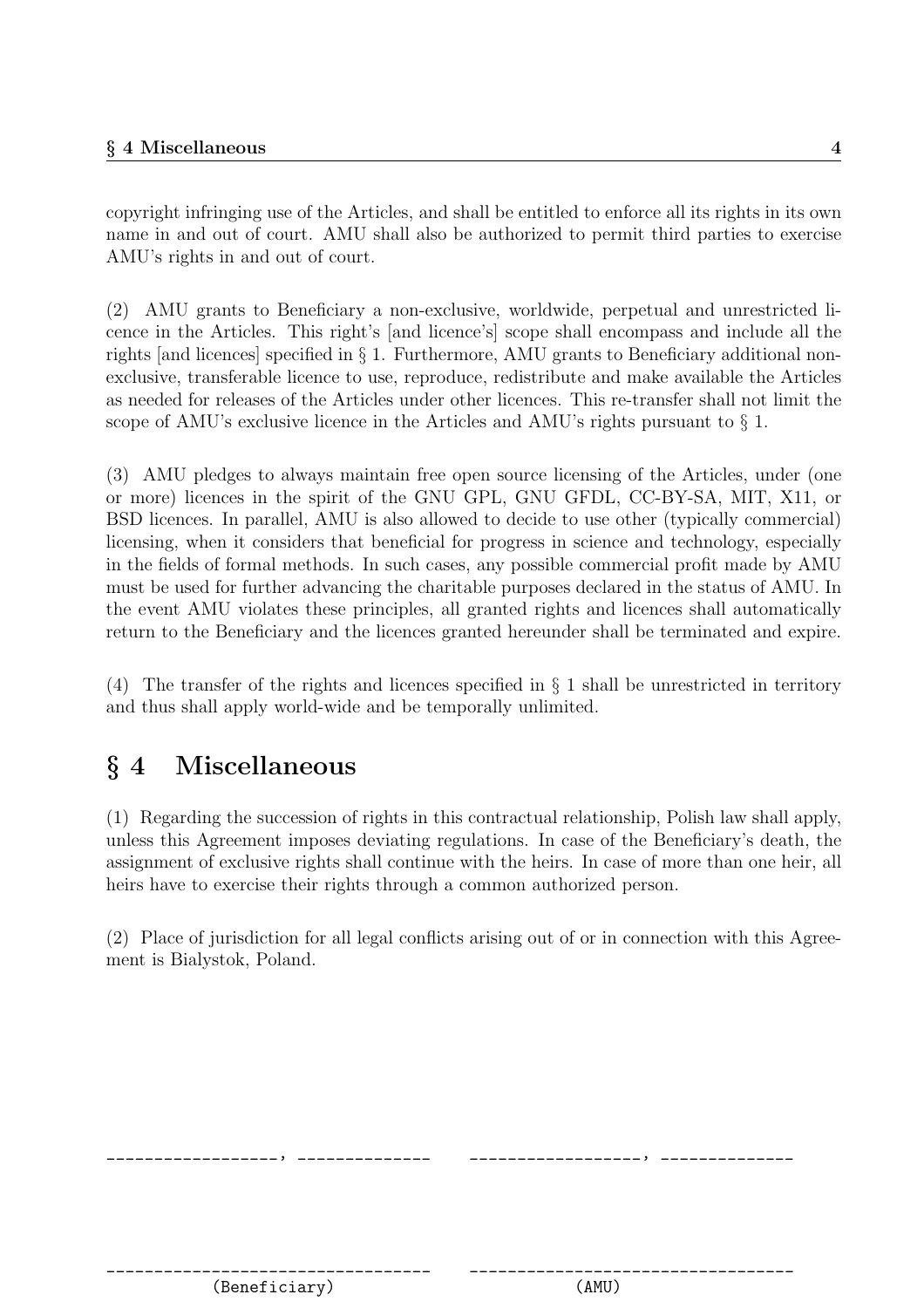copyright infringing use of the Articles, and shall be entitled to enforce all its rights in its own name in and out of court. AMU shall also be authorized to permit third parties to exercise AMU's rights in and out of court.

(2) AMU grants to Beneficiary a non-exclusive, worldwide, perpetual and unrestricted licence in the Articles. This right's [and licence's] scope shall encompass and include all the rights [and licences] specified in § 1. Furthermore, AMU grants to Beneficiary additional non-exclusive, transferable licence to use, reproduce, redistribute and make available the Articles as needed for releases of the Articles under other licences. This re-transfer shall not limit the scope of AMU's exclusive licence in the Articles and AMU's rights pursuant to § 1.

(3) AMU pledges to always maintain free open source licensing of the Articles, under (one or more) licences in the spirit of the GNU GPL, GNU GFDL, CC-BY-SA, MIT, X11, or BSD licences. In parallel, AMU is also allowed to decide to use other (typically commercial) licensing, when it considers that beneficial for progress in science and technology, especially in the fields of formal methods. In such cases, any possible commercial profit made by AMU must be used for further advancing the charitable purposes declared in the status of AMU. In the event AMU violates these principles, all granted rights and licences shall automatically return to the Beneficiary and the licences granted hereunder shall be terminated and expire.

(4) The transfer of the rights and licences specified in § 1 shall be unrestricted in territory and thus shall apply world-wide and be temporally unlimited.

## § 4 Miscellaneous

(1) Regarding the succession of rights in this contractual relationship, Polish law shall apply, unless this Agreement imposes deviating regulations. In case of the Beneficiary's death, the assignment of exclusive rights shall continue with the heirs. In case of more than one heir, all heirs have to exercise their rights through a common authorized person.

(2) Place of jurisdiction for all legal conflicts arising out of or in connection with this Agreement is Bialystok, Poland.

------------------, --------------    ------------------, --------------

----------------------------------    ----------------------------------

(Beneficiary)    (AMU)